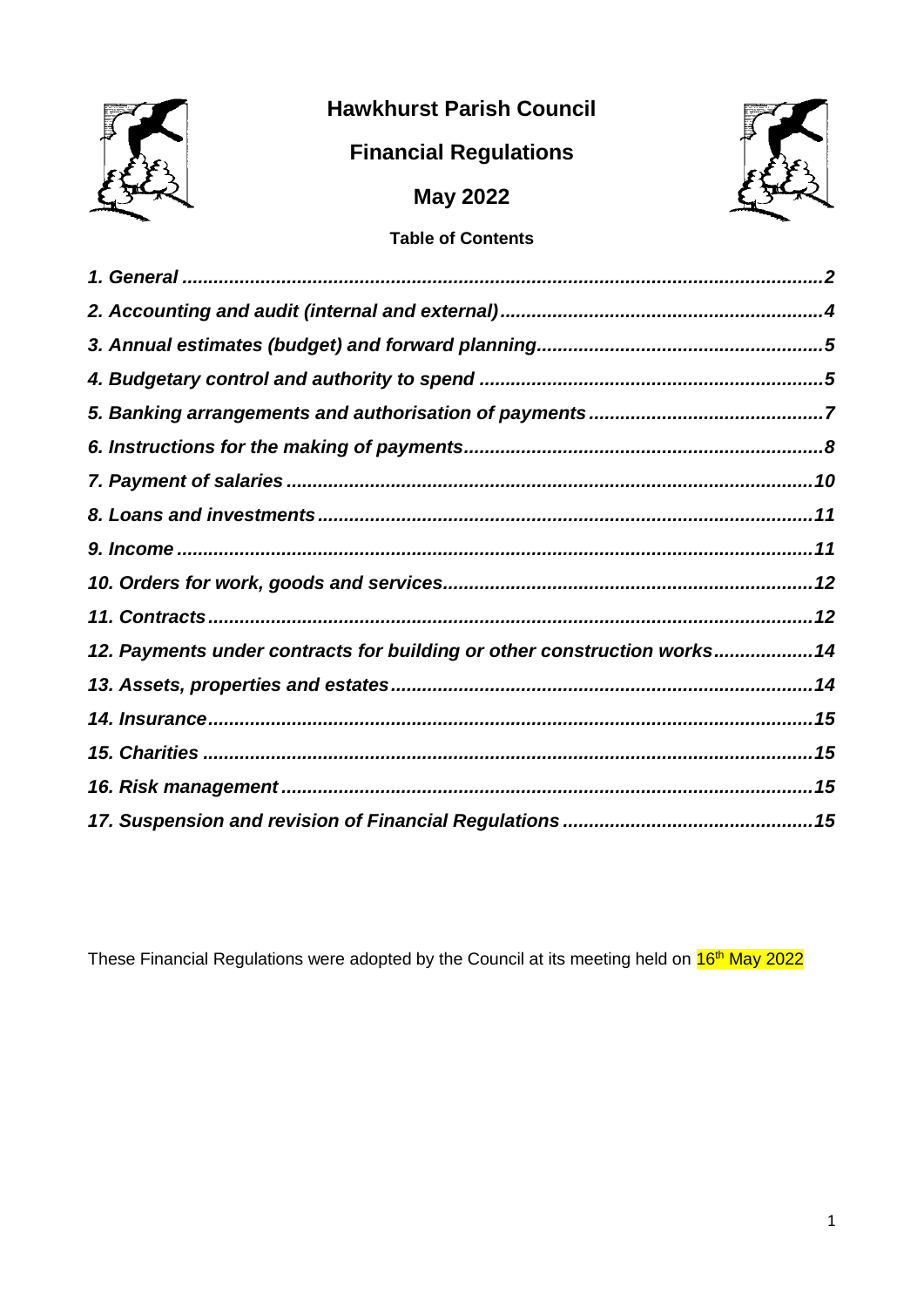# Hawkhurst Parish Council

## Financial Regulations

## May 2022

### Table of Contents

| | |
|---|---|
| *1. General* | *2* |
| *2. Accounting and audit (internal and external)* | *4* |
| *3. Annual estimates (budget) and forward planning* | *5* |
| *4. Budgetary control and authority to spend* | *5* |
| *5. Banking arrangements and authorisation of payments* | *7* |
| *6. Instructions for the making of payments* | *8* |
| *7. Payment of salaries* | *10* |
| *8. Loans and investments* | *11* |
| *9. Income* | *11* |
| *10. Orders for work, goods and services* | *12* |
| *11. Contracts* | *12* |
| *12. Payments under contracts for building or other construction works* | *14* |
| *13. Assets, properties and estates* | *14* |
| *14. Insurance* | *15* |
| *15. Charities* | *15* |
| *16. Risk management* | *15* |
| *17. Suspension and revision of Financial Regulations* | *15* |

These Financial Regulations were adopted by the Council at its meeting held on 16th May 2022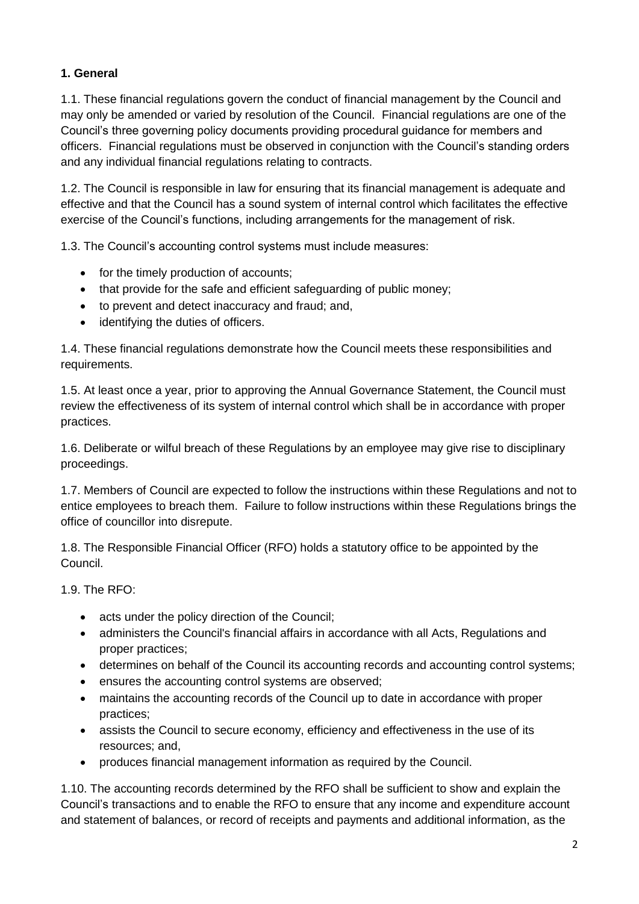**1. General**

1.1. These financial regulations govern the conduct of financial management by the Council and may only be amended or varied by resolution of the Council. Financial regulations are one of the Council's three governing policy documents providing procedural guidance for members and officers. Financial regulations must be observed in conjunction with the Council's standing orders and any individual financial regulations relating to contracts.

1.2. The Council is responsible in law for ensuring that its financial management is adequate and effective and that the Council has a sound system of internal control which facilitates the effective exercise of the Council's functions, including arrangements for the management of risk.

1.3. The Council's accounting control systems must include measures:

- for the timely production of accounts;
- that provide for the safe and efficient safeguarding of public money;
- to prevent and detect inaccuracy and fraud; and,
- identifying the duties of officers.

1.4. These financial regulations demonstrate how the Council meets these responsibilities and requirements.

1.5. At least once a year, prior to approving the Annual Governance Statement, the Council must review the effectiveness of its system of internal control which shall be in accordance with proper practices.

1.6. Deliberate or wilful breach of these Regulations by an employee may give rise to disciplinary proceedings.

1.7. Members of Council are expected to follow the instructions within these Regulations and not to entice employees to breach them. Failure to follow instructions within these Regulations brings the office of councillor into disrepute.

1.8. The Responsible Financial Officer (RFO) holds a statutory office to be appointed by the Council.

1.9. The RFO:

- acts under the policy direction of the Council;
- administers the Council's financial affairs in accordance with all Acts, Regulations and proper practices;
- determines on behalf of the Council its accounting records and accounting control systems;
- ensures the accounting control systems are observed;
- maintains the accounting records of the Council up to date in accordance with proper practices;
- assists the Council to secure economy, efficiency and effectiveness in the use of its resources; and,
- produces financial management information as required by the Council.

1.10. The accounting records determined by the RFO shall be sufficient to show and explain the Council's transactions and to enable the RFO to ensure that any income and expenditure account and statement of balances, or record of receipts and payments and additional information, as the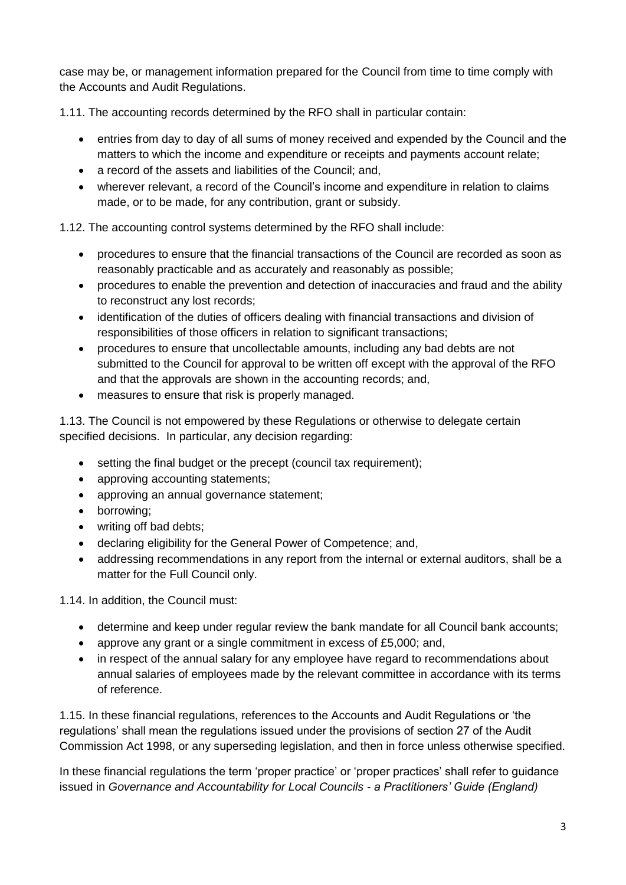case may be, or management information prepared for the Council from time to time comply with the Accounts and Audit Regulations.

1.11. The accounting records determined by the RFO shall in particular contain:

- entries from day to day of all sums of money received and expended by the Council and the matters to which the income and expenditure or receipts and payments account relate;
- a record of the assets and liabilities of the Council; and,
- wherever relevant, a record of the Council's income and expenditure in relation to claims made, or to be made, for any contribution, grant or subsidy.

1.12. The accounting control systems determined by the RFO shall include:

- procedures to ensure that the financial transactions of the Council are recorded as soon as reasonably practicable and as accurately and reasonably as possible;
- procedures to enable the prevention and detection of inaccuracies and fraud and the ability to reconstruct any lost records;
- identification of the duties of officers dealing with financial transactions and division of responsibilities of those officers in relation to significant transactions;
- procedures to ensure that uncollectable amounts, including any bad debts are not submitted to the Council for approval to be written off except with the approval of the RFO and that the approvals are shown in the accounting records; and,
- measures to ensure that risk is properly managed.

1.13. The Council is not empowered by these Regulations or otherwise to delegate certain specified decisions. In particular, any decision regarding:

- setting the final budget or the precept (council tax requirement);
- approving accounting statements;
- approving an annual governance statement;
- borrowing;
- writing off bad debts;
- declaring eligibility for the General Power of Competence; and,
- addressing recommendations in any report from the internal or external auditors, shall be a matter for the Full Council only.

1.14. In addition, the Council must:

- determine and keep under regular review the bank mandate for all Council bank accounts;
- approve any grant or a single commitment in excess of £5,000; and,
- in respect of the annual salary for any employee have regard to recommendations about annual salaries of employees made by the relevant committee in accordance with its terms of reference.

1.15. In these financial regulations, references to the Accounts and Audit Regulations or 'the regulations' shall mean the regulations issued under the provisions of section 27 of the Audit Commission Act 1998, or any superseding legislation, and then in force unless otherwise specified.

In these financial regulations the term 'proper practice' or 'proper practices' shall refer to guidance issued in *Governance and Accountability for Local Councils - a Practitioners' Guide (England)*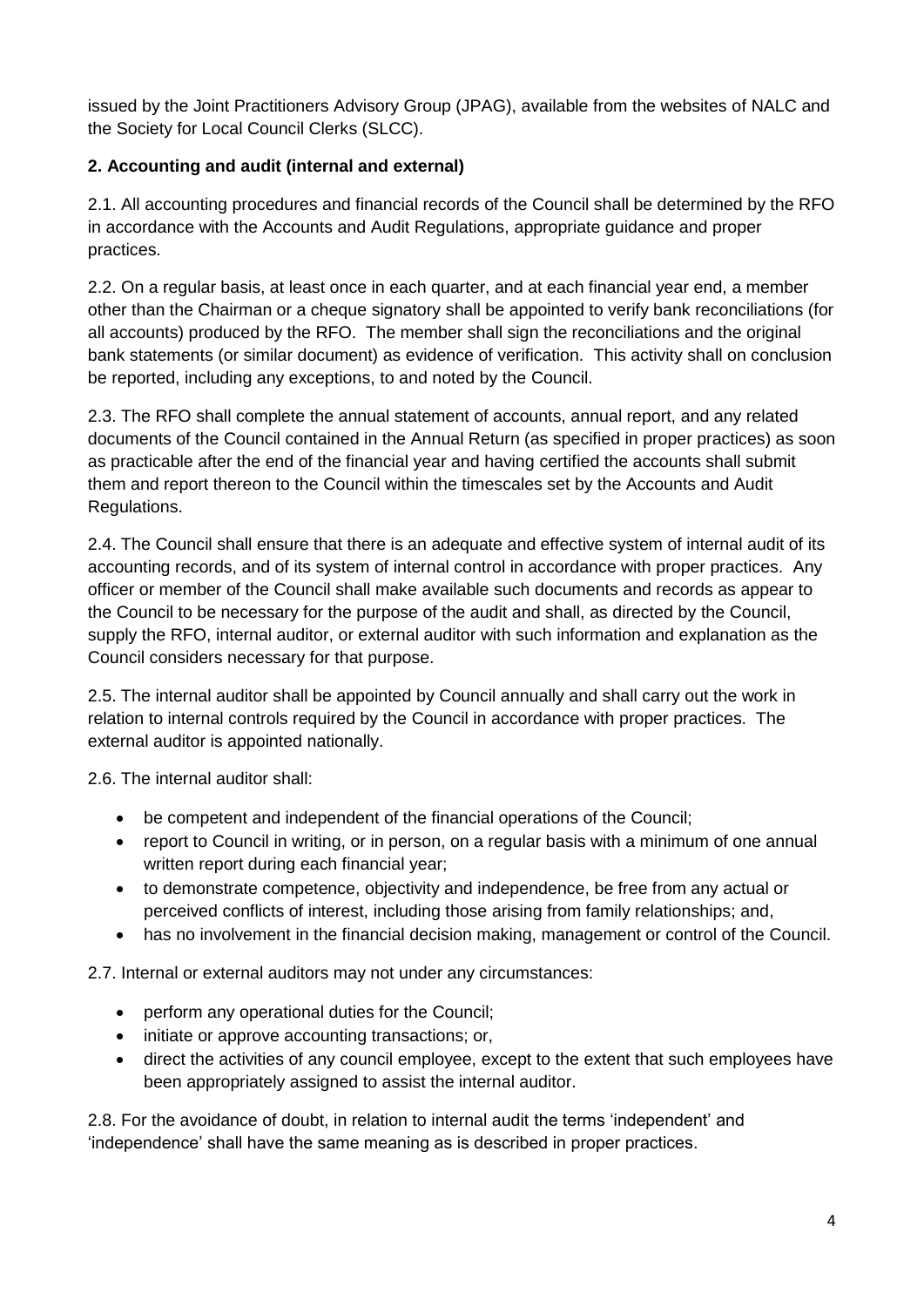issued by the Joint Practitioners Advisory Group (JPAG), available from the websites of NALC and the Society for Local Council Clerks (SLCC).

**2. Accounting and audit (internal and external)**

2.1. All accounting procedures and financial records of the Council shall be determined by the RFO in accordance with the Accounts and Audit Regulations, appropriate guidance and proper practices.

2.2. On a regular basis, at least once in each quarter, and at each financial year end, a member other than the Chairman or a cheque signatory shall be appointed to verify bank reconciliations (for all accounts) produced by the RFO. The member shall sign the reconciliations and the original bank statements (or similar document) as evidence of verification. This activity shall on conclusion be reported, including any exceptions, to and noted by the Council.

2.3. The RFO shall complete the annual statement of accounts, annual report, and any related documents of the Council contained in the Annual Return (as specified in proper practices) as soon as practicable after the end of the financial year and having certified the accounts shall submit them and report thereon to the Council within the timescales set by the Accounts and Audit Regulations.

2.4. The Council shall ensure that there is an adequate and effective system of internal audit of its accounting records, and of its system of internal control in accordance with proper practices. Any officer or member of the Council shall make available such documents and records as appear to the Council to be necessary for the purpose of the audit and shall, as directed by the Council, supply the RFO, internal auditor, or external auditor with such information and explanation as the Council considers necessary for that purpose.

2.5. The internal auditor shall be appointed by Council annually and shall carry out the work in relation to internal controls required by the Council in accordance with proper practices. The external auditor is appointed nationally.

2.6. The internal auditor shall:

- be competent and independent of the financial operations of the Council;
- report to Council in writing, or in person, on a regular basis with a minimum of one annual written report during each financial year;
- to demonstrate competence, objectivity and independence, be free from any actual or perceived conflicts of interest, including those arising from family relationships; and,
- has no involvement in the financial decision making, management or control of the Council.

2.7. Internal or external auditors may not under any circumstances:

- perform any operational duties for the Council;
- initiate or approve accounting transactions; or,
- direct the activities of any council employee, except to the extent that such employees have been appropriately assigned to assist the internal auditor.

2.8. For the avoidance of doubt, in relation to internal audit the terms 'independent' and 'independence' shall have the same meaning as is described in proper practices.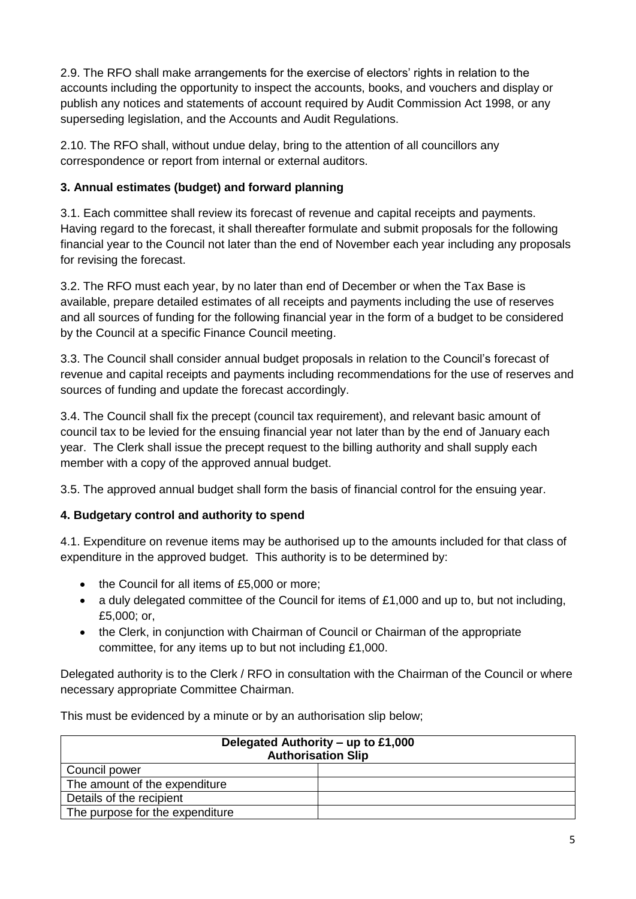2.9. The RFO shall make arrangements for the exercise of electors' rights in relation to the accounts including the opportunity to inspect the accounts, books, and vouchers and display or publish any notices and statements of account required by Audit Commission Act 1998, or any superseding legislation, and the Accounts and Audit Regulations.

2.10. The RFO shall, without undue delay, bring to the attention of all councillors any correspondence or report from internal or external auditors.

## 3. Annual estimates (budget) and forward planning

3.1. Each committee shall review its forecast of revenue and capital receipts and payments. Having regard to the forecast, it shall thereafter formulate and submit proposals for the following financial year to the Council not later than the end of November each year including any proposals for revising the forecast.

3.2. The RFO must each year, by no later than end of December or when the Tax Base is available, prepare detailed estimates of all receipts and payments including the use of reserves and all sources of funding for the following financial year in the form of a budget to be considered by the Council at a specific Finance Council meeting.

3.3. The Council shall consider annual budget proposals in relation to the Council's forecast of revenue and capital receipts and payments including recommendations for the use of reserves and sources of funding and update the forecast accordingly.

3.4. The Council shall fix the precept (council tax requirement), and relevant basic amount of council tax to be levied for the ensuing financial year not later than by the end of January each year. The Clerk shall issue the precept request to the billing authority and shall supply each member with a copy of the approved annual budget.

3.5. The approved annual budget shall form the basis of financial control for the ensuing year.

## 4. Budgetary control and authority to spend

4.1. Expenditure on revenue items may be authorised up to the amounts included for that class of expenditure in the approved budget. This authority is to be determined by:

- the Council for all items of £5,000 or more;
- a duly delegated committee of the Council for items of £1,000 and up to, but not including, £5,000; or,
- the Clerk, in conjunction with Chairman of Council or Chairman of the appropriate committee, for any items up to but not including £1,000.

Delegated authority is to the Clerk / RFO in consultation with the Chairman of the Council or where necessary appropriate Committee Chairman.

This must be evidenced by a minute or by an authorisation slip below;

| Delegated Authority – up to £1,000<br>Authorisation Slip | |
|---|---|
| Council power | |
| The amount of the expenditure | |
| Details of the recipient | |
| The purpose for the expenditure | |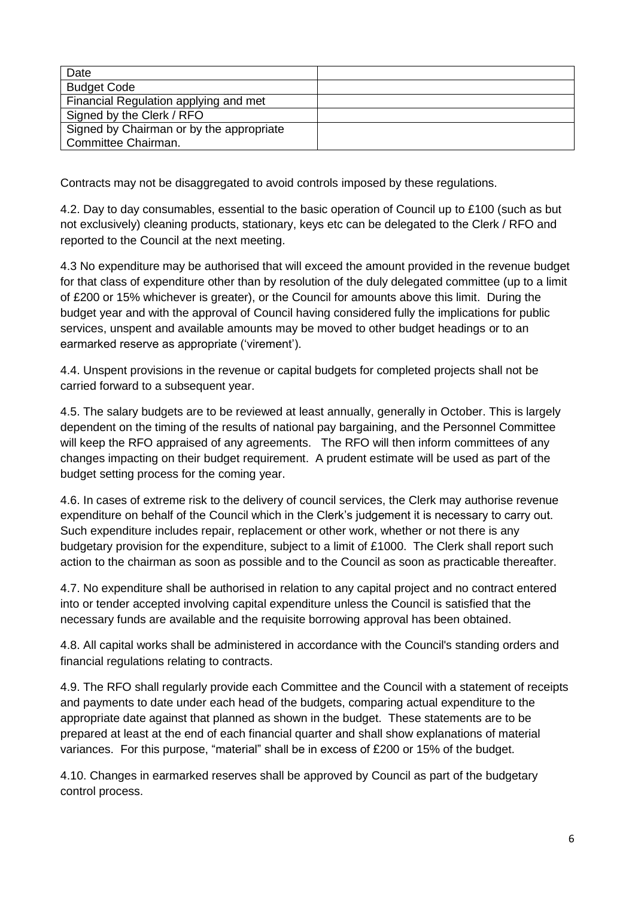| Date | |
|---|---|
| Budget Code | |
| Financial Regulation applying and met | |
| Signed by the Clerk / RFO | |
| Signed by Chairman or by the appropriate Committee Chairman. | |

Contracts may not be disaggregated to avoid controls imposed by these regulations.

4.2. Day to day consumables, essential to the basic operation of Council up to £100 (such as but not exclusively) cleaning products, stationary, keys etc can be delegated to the Clerk / RFO and reported to the Council at the next meeting.

4.3 No expenditure may be authorised that will exceed the amount provided in the revenue budget for that class of expenditure other than by resolution of the duly delegated committee (up to a limit of £200 or 15% whichever is greater), or the Council for amounts above this limit. During the budget year and with the approval of Council having considered fully the implications for public services, unspent and available amounts may be moved to other budget headings or to an earmarked reserve as appropriate ('virement').

4.4. Unspent provisions in the revenue or capital budgets for completed projects shall not be carried forward to a subsequent year.

4.5. The salary budgets are to be reviewed at least annually, generally in October. This is largely dependent on the timing of the results of national pay bargaining, and the Personnel Committee will keep the RFO appraised of any agreements. The RFO will then inform committees of any changes impacting on their budget requirement. A prudent estimate will be used as part of the budget setting process for the coming year.

4.6. In cases of extreme risk to the delivery of council services, the Clerk may authorise revenue expenditure on behalf of the Council which in the Clerk's judgement it is necessary to carry out. Such expenditure includes repair, replacement or other work, whether or not there is any budgetary provision for the expenditure, subject to a limit of £1000. The Clerk shall report such action to the chairman as soon as possible and to the Council as soon as practicable thereafter.

4.7. No expenditure shall be authorised in relation to any capital project and no contract entered into or tender accepted involving capital expenditure unless the Council is satisfied that the necessary funds are available and the requisite borrowing approval has been obtained.

4.8. All capital works shall be administered in accordance with the Council's standing orders and financial regulations relating to contracts.

4.9. The RFO shall regularly provide each Committee and the Council with a statement of receipts and payments to date under each head of the budgets, comparing actual expenditure to the appropriate date against that planned as shown in the budget. These statements are to be prepared at least at the end of each financial quarter and shall show explanations of material variances. For this purpose, "material" shall be in excess of £200 or 15% of the budget.

4.10. Changes in earmarked reserves shall be approved by Council as part of the budgetary control process.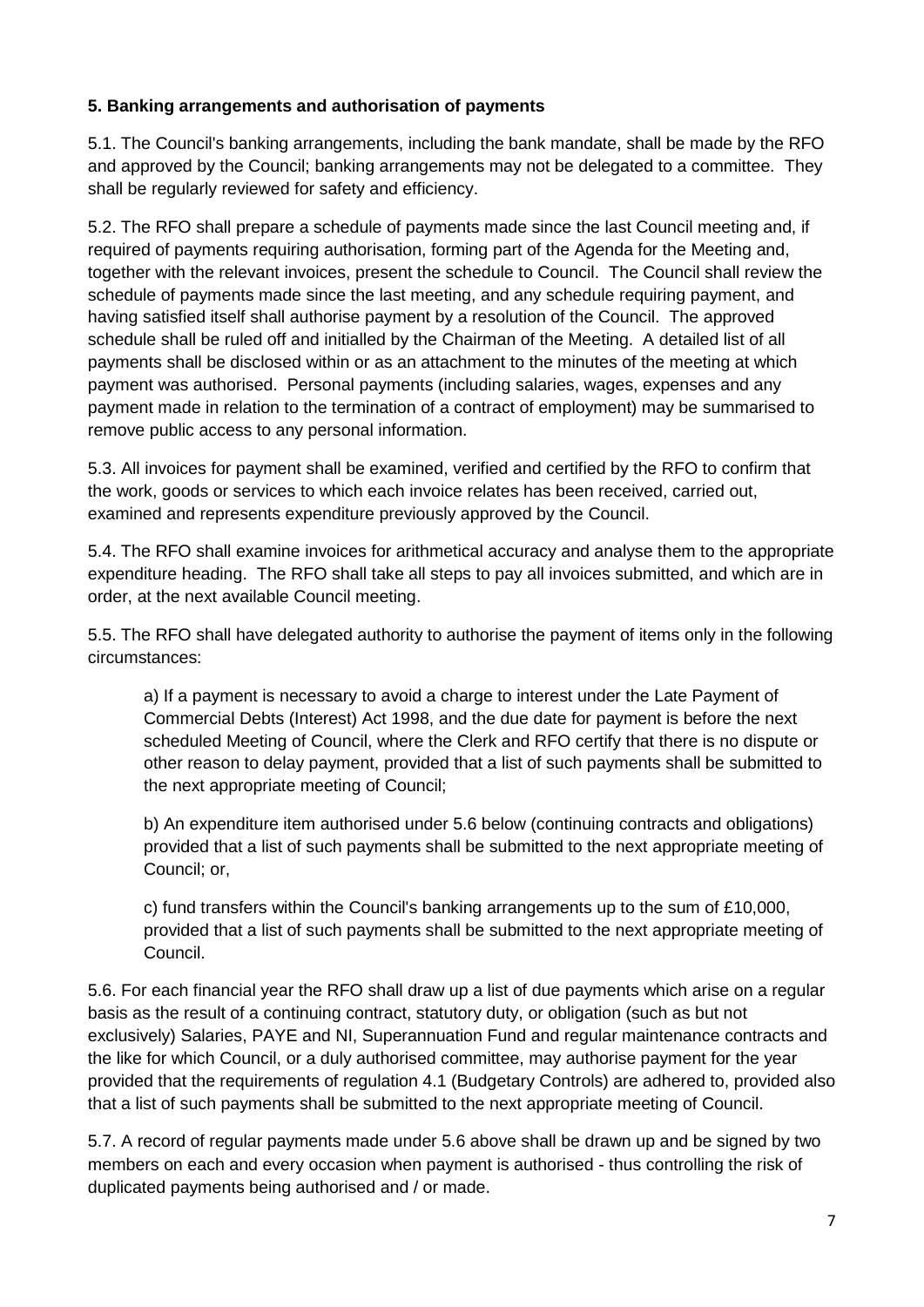**5. Banking arrangements and authorisation of payments**

5.1. The Council's banking arrangements, including the bank mandate, shall be made by the RFO and approved by the Council; banking arrangements may not be delegated to a committee. They shall be regularly reviewed for safety and efficiency.

5.2. The RFO shall prepare a schedule of payments made since the last Council meeting and, if required of payments requiring authorisation, forming part of the Agenda for the Meeting and, together with the relevant invoices, present the schedule to Council. The Council shall review the schedule of payments made since the last meeting, and any schedule requiring payment, and having satisfied itself shall authorise payment by a resolution of the Council. The approved schedule shall be ruled off and initialled by the Chairman of the Meeting. A detailed list of all payments shall be disclosed within or as an attachment to the minutes of the meeting at which payment was authorised. Personal payments (including salaries, wages, expenses and any payment made in relation to the termination of a contract of employment) may be summarised to remove public access to any personal information.

5.3. All invoices for payment shall be examined, verified and certified by the RFO to confirm that the work, goods or services to which each invoice relates has been received, carried out, examined and represents expenditure previously approved by the Council.

5.4. The RFO shall examine invoices for arithmetical accuracy and analyse them to the appropriate expenditure heading. The RFO shall take all steps to pay all invoices submitted, and which are in order, at the next available Council meeting.

5.5. The RFO shall have delegated authority to authorise the payment of items only in the following circumstances:

a) If a payment is necessary to avoid a charge to interest under the Late Payment of Commercial Debts (Interest) Act 1998, and the due date for payment is before the next scheduled Meeting of Council, where the Clerk and RFO certify that there is no dispute or other reason to delay payment, provided that a list of such payments shall be submitted to the next appropriate meeting of Council;

b) An expenditure item authorised under 5.6 below (continuing contracts and obligations) provided that a list of such payments shall be submitted to the next appropriate meeting of Council; or,

c) fund transfers within the Council's banking arrangements up to the sum of £10,000, provided that a list of such payments shall be submitted to the next appropriate meeting of Council.

5.6. For each financial year the RFO shall draw up a list of due payments which arise on a regular basis as the result of a continuing contract, statutory duty, or obligation (such as but not exclusively) Salaries, PAYE and NI, Superannuation Fund and regular maintenance contracts and the like for which Council, or a duly authorised committee, may authorise payment for the year provided that the requirements of regulation 4.1 (Budgetary Controls) are adhered to, provided also that a list of such payments shall be submitted to the next appropriate meeting of Council.

5.7. A record of regular payments made under 5.6 above shall be drawn up and be signed by two members on each and every occasion when payment is authorised - thus controlling the risk of duplicated payments being authorised and / or made.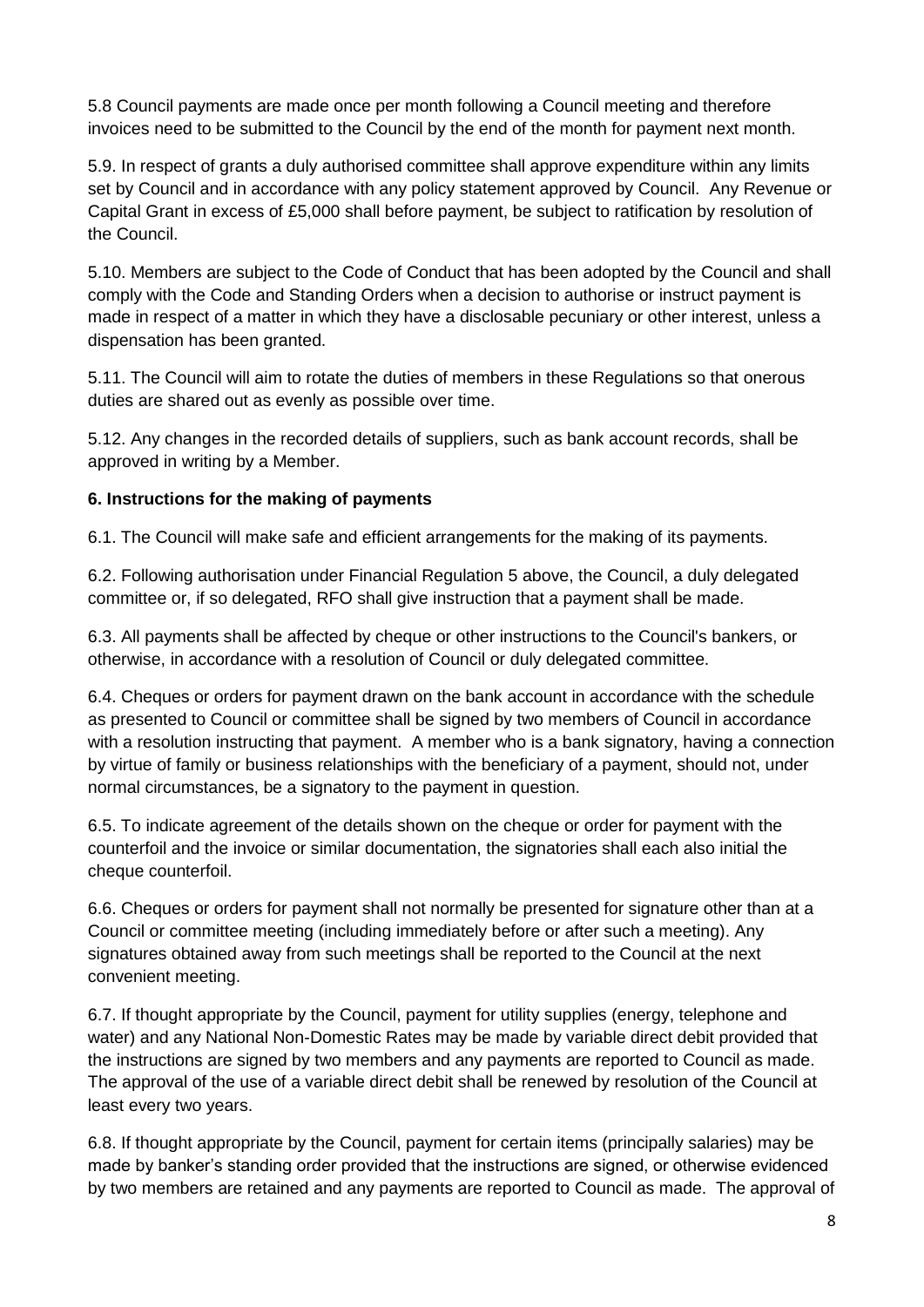5.8 Council payments are made once per month following a Council meeting and therefore invoices need to be submitted to the Council by the end of the month for payment next month.

5.9. In respect of grants a duly authorised committee shall approve expenditure within any limits set by Council and in accordance with any policy statement approved by Council. Any Revenue or Capital Grant in excess of £5,000 shall before payment, be subject to ratification by resolution of the Council.

5.10. Members are subject to the Code of Conduct that has been adopted by the Council and shall comply with the Code and Standing Orders when a decision to authorise or instruct payment is made in respect of a matter in which they have a disclosable pecuniary or other interest, unless a dispensation has been granted.

5.11. The Council will aim to rotate the duties of members in these Regulations so that onerous duties are shared out as evenly as possible over time.

5.12. Any changes in the recorded details of suppliers, such as bank account records, shall be approved in writing by a Member.

**6. Instructions for the making of payments**

6.1. The Council will make safe and efficient arrangements for the making of its payments.

6.2. Following authorisation under Financial Regulation 5 above, the Council, a duly delegated committee or, if so delegated, RFO shall give instruction that a payment shall be made.

6.3. All payments shall be affected by cheque or other instructions to the Council's bankers, or otherwise, in accordance with a resolution of Council or duly delegated committee.

6.4. Cheques or orders for payment drawn on the bank account in accordance with the schedule as presented to Council or committee shall be signed by two members of Council in accordance with a resolution instructing that payment. A member who is a bank signatory, having a connection by virtue of family or business relationships with the beneficiary of a payment, should not, under normal circumstances, be a signatory to the payment in question.

6.5. To indicate agreement of the details shown on the cheque or order for payment with the counterfoil and the invoice or similar documentation, the signatories shall each also initial the cheque counterfoil.

6.6. Cheques or orders for payment shall not normally be presented for signature other than at a Council or committee meeting (including immediately before or after such a meeting). Any signatures obtained away from such meetings shall be reported to the Council at the next convenient meeting.

6.7. If thought appropriate by the Council, payment for utility supplies (energy, telephone and water) and any National Non-Domestic Rates may be made by variable direct debit provided that the instructions are signed by two members and any payments are reported to Council as made. The approval of the use of a variable direct debit shall be renewed by resolution of the Council at least every two years.

6.8. If thought appropriate by the Council, payment for certain items (principally salaries) may be made by banker's standing order provided that the instructions are signed, or otherwise evidenced by two members are retained and any payments are reported to Council as made. The approval of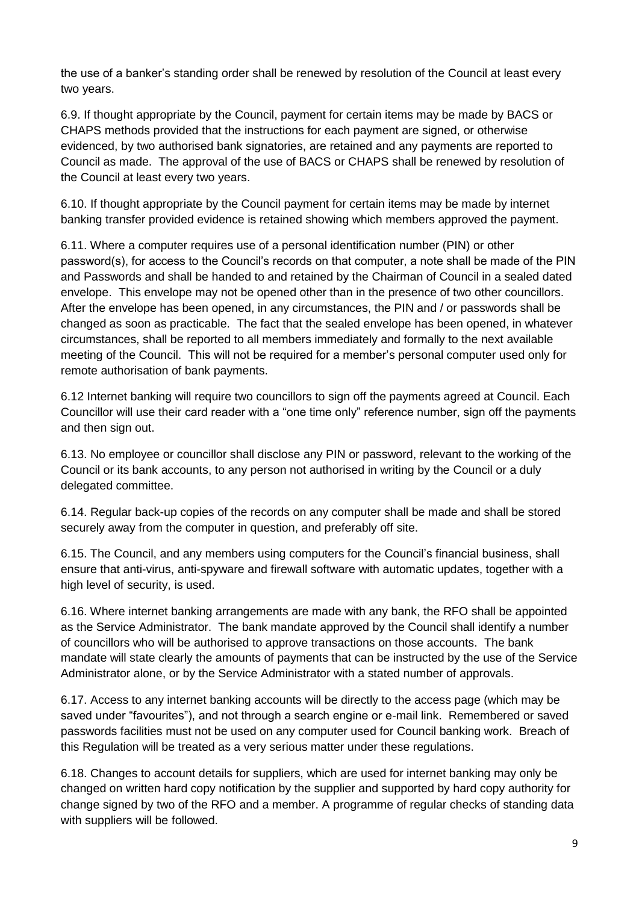the use of a banker's standing order shall be renewed by resolution of the Council at least every two years.

6.9. If thought appropriate by the Council, payment for certain items may be made by BACS or CHAPS methods provided that the instructions for each payment are signed, or otherwise evidenced, by two authorised bank signatories, are retained and any payments are reported to Council as made. The approval of the use of BACS or CHAPS shall be renewed by resolution of the Council at least every two years.

6.10. If thought appropriate by the Council payment for certain items may be made by internet banking transfer provided evidence is retained showing which members approved the payment.

6.11. Where a computer requires use of a personal identification number (PIN) or other password(s), for access to the Council's records on that computer, a note shall be made of the PIN and Passwords and shall be handed to and retained by the Chairman of Council in a sealed dated envelope. This envelope may not be opened other than in the presence of two other councillors. After the envelope has been opened, in any circumstances, the PIN and / or passwords shall be changed as soon as practicable. The fact that the sealed envelope has been opened, in whatever circumstances, shall be reported to all members immediately and formally to the next available meeting of the Council. This will not be required for a member's personal computer used only for remote authorisation of bank payments.

6.12 Internet banking will require two councillors to sign off the payments agreed at Council. Each Councillor will use their card reader with a "one time only" reference number, sign off the payments and then sign out.

6.13. No employee or councillor shall disclose any PIN or password, relevant to the working of the Council or its bank accounts, to any person not authorised in writing by the Council or a duly delegated committee.

6.14. Regular back-up copies of the records on any computer shall be made and shall be stored securely away from the computer in question, and preferably off site.

6.15. The Council, and any members using computers for the Council's financial business, shall ensure that anti-virus, anti-spyware and firewall software with automatic updates, together with a high level of security, is used.

6.16. Where internet banking arrangements are made with any bank, the RFO shall be appointed as the Service Administrator. The bank mandate approved by the Council shall identify a number of councillors who will be authorised to approve transactions on those accounts. The bank mandate will state clearly the amounts of payments that can be instructed by the use of the Service Administrator alone, or by the Service Administrator with a stated number of approvals.

6.17. Access to any internet banking accounts will be directly to the access page (which may be saved under "favourites"), and not through a search engine or e-mail link. Remembered or saved passwords facilities must not be used on any computer used for Council banking work. Breach of this Regulation will be treated as a very serious matter under these regulations.

6.18. Changes to account details for suppliers, which are used for internet banking may only be changed on written hard copy notification by the supplier and supported by hard copy authority for change signed by two of the RFO and a member. A programme of regular checks of standing data with suppliers will be followed.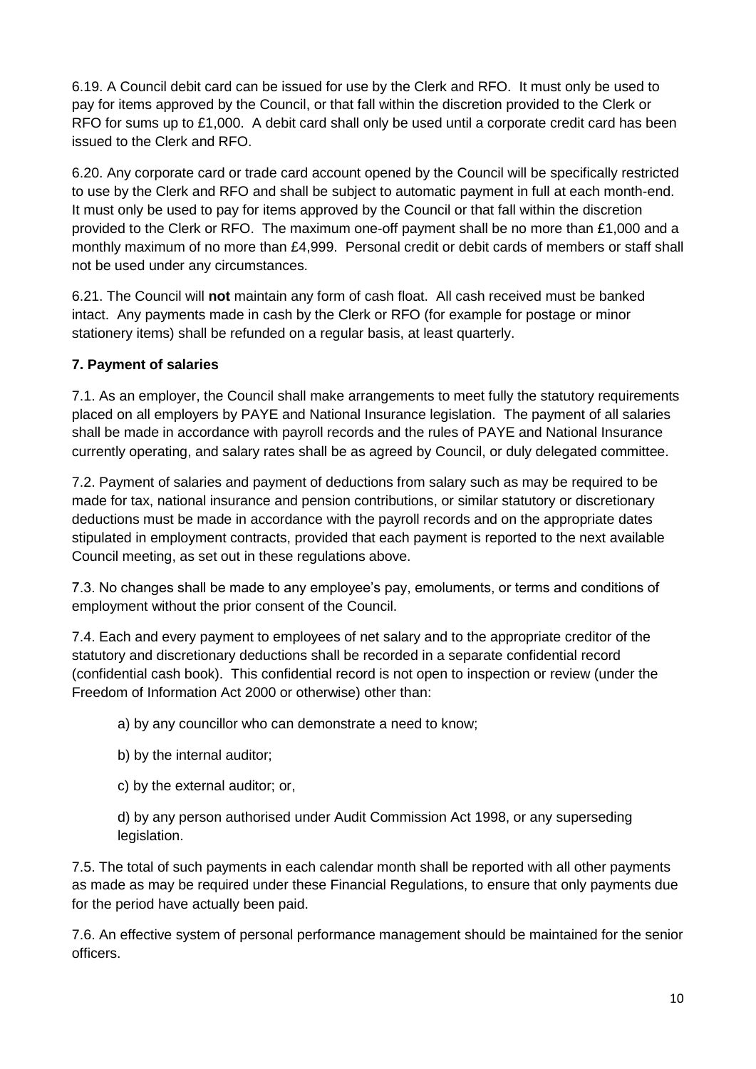6.19. A Council debit card can be issued for use by the Clerk and RFO. It must only be used to pay for items approved by the Council, or that fall within the discretion provided to the Clerk or RFO for sums up to £1,000. A debit card shall only be used until a corporate credit card has been issued to the Clerk and RFO.

6.20. Any corporate card or trade card account opened by the Council will be specifically restricted to use by the Clerk and RFO and shall be subject to automatic payment in full at each month-end. It must only be used to pay for items approved by the Council or that fall within the discretion provided to the Clerk or RFO. The maximum one-off payment shall be no more than £1,000 and a monthly maximum of no more than £4,999. Personal credit or debit cards of members or staff shall not be used under any circumstances.

6.21. The Council will **not** maintain any form of cash float. All cash received must be banked intact. Any payments made in cash by the Clerk or RFO (for example for postage or minor stationery items) shall be refunded on a regular basis, at least quarterly.

### 7. Payment of salaries

7.1. As an employer, the Council shall make arrangements to meet fully the statutory requirements placed on all employers by PAYE and National Insurance legislation. The payment of all salaries shall be made in accordance with payroll records and the rules of PAYE and National Insurance currently operating, and salary rates shall be as agreed by Council, or duly delegated committee.

7.2. Payment of salaries and payment of deductions from salary such as may be required to be made for tax, national insurance and pension contributions, or similar statutory or discretionary deductions must be made in accordance with the payroll records and on the appropriate dates stipulated in employment contracts, provided that each payment is reported to the next available Council meeting, as set out in these regulations above.

7.3. No changes shall be made to any employee's pay, emoluments, or terms and conditions of employment without the prior consent of the Council.

7.4. Each and every payment to employees of net salary and to the appropriate creditor of the statutory and discretionary deductions shall be recorded in a separate confidential record (confidential cash book). This confidential record is not open to inspection or review (under the Freedom of Information Act 2000 or otherwise) other than:

a) by any councillor who can demonstrate a need to know;

b) by the internal auditor;

c) by the external auditor; or,

d) by any person authorised under Audit Commission Act 1998, or any superseding legislation.

7.5. The total of such payments in each calendar month shall be reported with all other payments as made as may be required under these Financial Regulations, to ensure that only payments due for the period have actually been paid.

7.6. An effective system of personal performance management should be maintained for the senior officers.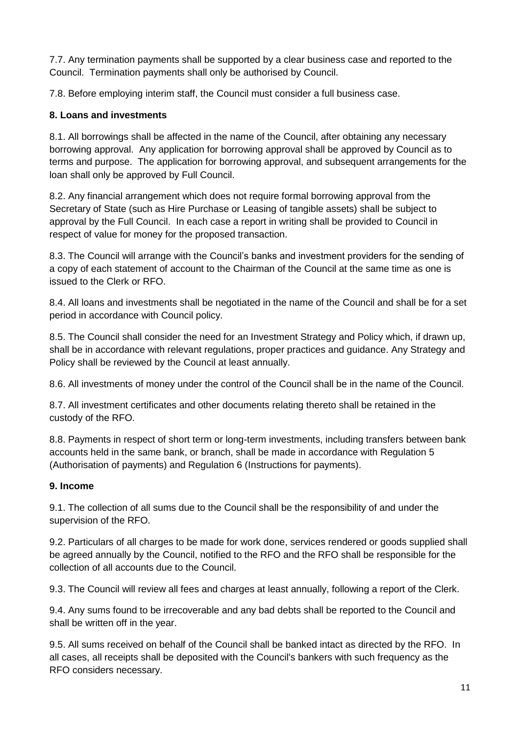7.7. Any termination payments shall be supported by a clear business case and reported to the Council. Termination payments shall only be authorised by Council.

7.8. Before employing interim staff, the Council must consider a full business case.

**8. Loans and investments**

8.1. All borrowings shall be affected in the name of the Council, after obtaining any necessary borrowing approval. Any application for borrowing approval shall be approved by Council as to terms and purpose. The application for borrowing approval, and subsequent arrangements for the loan shall only be approved by Full Council.

8.2. Any financial arrangement which does not require formal borrowing approval from the Secretary of State (such as Hire Purchase or Leasing of tangible assets) shall be subject to approval by the Full Council. In each case a report in writing shall be provided to Council in respect of value for money for the proposed transaction.

8.3. The Council will arrange with the Council's banks and investment providers for the sending of a copy of each statement of account to the Chairman of the Council at the same time as one is issued to the Clerk or RFO.

8.4. All loans and investments shall be negotiated in the name of the Council and shall be for a set period in accordance with Council policy.

8.5. The Council shall consider the need for an Investment Strategy and Policy which, if drawn up, shall be in accordance with relevant regulations, proper practices and guidance. Any Strategy and Policy shall be reviewed by the Council at least annually.

8.6. All investments of money under the control of the Council shall be in the name of the Council.

8.7. All investment certificates and other documents relating thereto shall be retained in the custody of the RFO.

8.8. Payments in respect of short term or long-term investments, including transfers between bank accounts held in the same bank, or branch, shall be made in accordance with Regulation 5 (Authorisation of payments) and Regulation 6 (Instructions for payments).

**9. Income**

9.1. The collection of all sums due to the Council shall be the responsibility of and under the supervision of the RFO.

9.2. Particulars of all charges to be made for work done, services rendered or goods supplied shall be agreed annually by the Council, notified to the RFO and the RFO shall be responsible for the collection of all accounts due to the Council.

9.3. The Council will review all fees and charges at least annually, following a report of the Clerk.

9.4. Any sums found to be irrecoverable and any bad debts shall be reported to the Council and shall be written off in the year.

9.5. All sums received on behalf of the Council shall be banked intact as directed by the RFO. In all cases, all receipts shall be deposited with the Council's bankers with such frequency as the RFO considers necessary.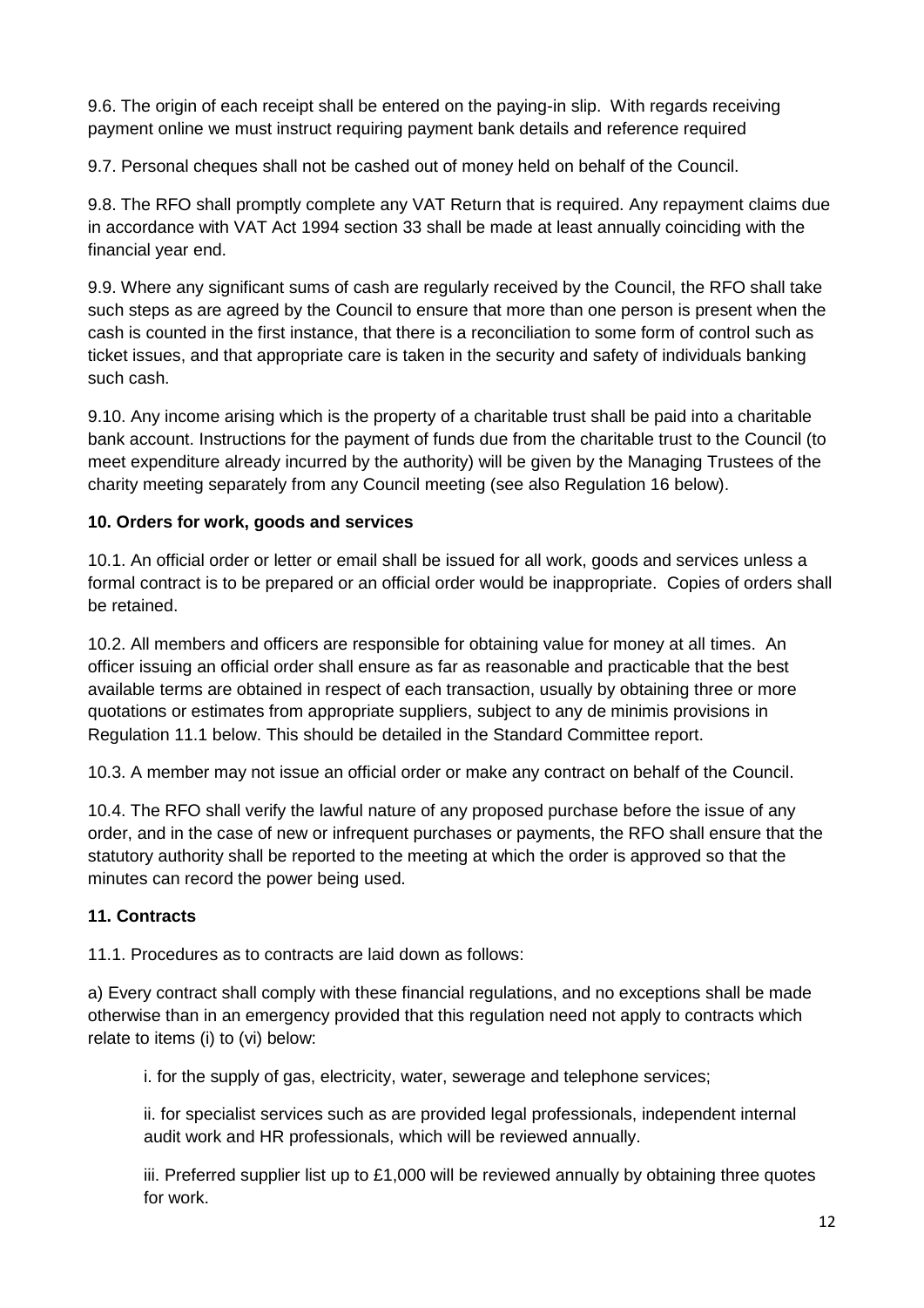9.6. The origin of each receipt shall be entered on the paying-in slip. With regards receiving payment online we must instruct requiring payment bank details and reference required

9.7. Personal cheques shall not be cashed out of money held on behalf of the Council.

9.8. The RFO shall promptly complete any VAT Return that is required. Any repayment claims due in accordance with VAT Act 1994 section 33 shall be made at least annually coinciding with the financial year end.

9.9. Where any significant sums of cash are regularly received by the Council, the RFO shall take such steps as are agreed by the Council to ensure that more than one person is present when the cash is counted in the first instance, that there is a reconciliation to some form of control such as ticket issues, and that appropriate care is taken in the security and safety of individuals banking such cash.

9.10. Any income arising which is the property of a charitable trust shall be paid into a charitable bank account. Instructions for the payment of funds due from the charitable trust to the Council (to meet expenditure already incurred by the authority) will be given by the Managing Trustees of the charity meeting separately from any Council meeting (see also Regulation 16 below).

**10. Orders for work, goods and services**

10.1. An official order or letter or email shall be issued for all work, goods and services unless a formal contract is to be prepared or an official order would be inappropriate. Copies of orders shall be retained.

10.2. All members and officers are responsible for obtaining value for money at all times. An officer issuing an official order shall ensure as far as reasonable and practicable that the best available terms are obtained in respect of each transaction, usually by obtaining three or more quotations or estimates from appropriate suppliers, subject to any de minimis provisions in Regulation 11.1 below. This should be detailed in the Standard Committee report.

10.3. A member may not issue an official order or make any contract on behalf of the Council.

10.4. The RFO shall verify the lawful nature of any proposed purchase before the issue of any order, and in the case of new or infrequent purchases or payments, the RFO shall ensure that the statutory authority shall be reported to the meeting at which the order is approved so that the minutes can record the power being used.

**11. Contracts**

11.1. Procedures as to contracts are laid down as follows:

a) Every contract shall comply with these financial regulations, and no exceptions shall be made otherwise than in an emergency provided that this regulation need not apply to contracts which relate to items (i) to (vi) below:

i. for the supply of gas, electricity, water, sewerage and telephone services;

ii. for specialist services such as are provided legal professionals, independent internal audit work and HR professionals, which will be reviewed annually.

iii. Preferred supplier list up to £1,000 will be reviewed annually by obtaining three quotes for work.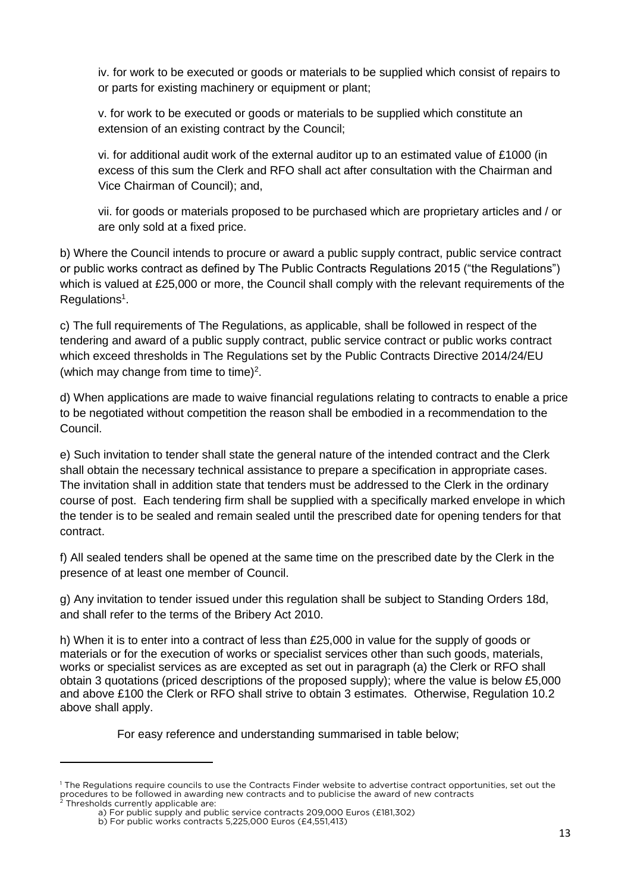iv. for work to be executed or goods or materials to be supplied which consist of repairs to or parts for existing machinery or equipment or plant;

v. for work to be executed or goods or materials to be supplied which constitute an extension of an existing contract by the Council;

vi. for additional audit work of the external auditor up to an estimated value of £1000 (in excess of this sum the Clerk and RFO shall act after consultation with the Chairman and Vice Chairman of Council); and,

vii. for goods or materials proposed to be purchased which are proprietary articles and / or are only sold at a fixed price.

b) Where the Council intends to procure or award a public supply contract, public service contract or public works contract as defined by The Public Contracts Regulations 2015 ("the Regulations") which is valued at £25,000 or more, the Council shall comply with the relevant requirements of the Regulations[1].

c) The full requirements of The Regulations, as applicable, shall be followed in respect of the tendering and award of a public supply contract, public service contract or public works contract which exceed thresholds in The Regulations set by the Public Contracts Directive 2014/24/EU (which may change from time to time)[2].

d) When applications are made to waive financial regulations relating to contracts to enable a price to be negotiated without competition the reason shall be embodied in a recommendation to the Council.

e) Such invitation to tender shall state the general nature of the intended contract and the Clerk shall obtain the necessary technical assistance to prepare a specification in appropriate cases. The invitation shall in addition state that tenders must be addressed to the Clerk in the ordinary course of post. Each tendering firm shall be supplied with a specifically marked envelope in which the tender is to be sealed and remain sealed until the prescribed date for opening tenders for that contract.

f) All sealed tenders shall be opened at the same time on the prescribed date by the Clerk in the presence of at least one member of Council.

g) Any invitation to tender issued under this regulation shall be subject to Standing Orders 18d, and shall refer to the terms of the Bribery Act 2010.

h) When it is to enter into a contract of less than £25,000 in value for the supply of goods or materials or for the execution of works or specialist services other than such goods, materials, works or specialist services as are excepted as set out in paragraph (a) the Clerk or RFO shall obtain 3 quotations (priced descriptions of the proposed supply); where the value is below £5,000 and above £100 the Clerk or RFO shall strive to obtain 3 estimates. Otherwise, Regulation 10.2 above shall apply.

For easy reference and understanding summarised in table below;

---

[1] The Regulations require councils to use the Contracts Finder website to advertise contract opportunities, set out the procedures to be followed in awarding new contracts and to publicise the award of new contracts

[2] Thresholds currently applicable are:

a) For public supply and public service contracts 209,000 Euros (£181,302)

b) For public works contracts 5,225,000 Euros (£4,551,413)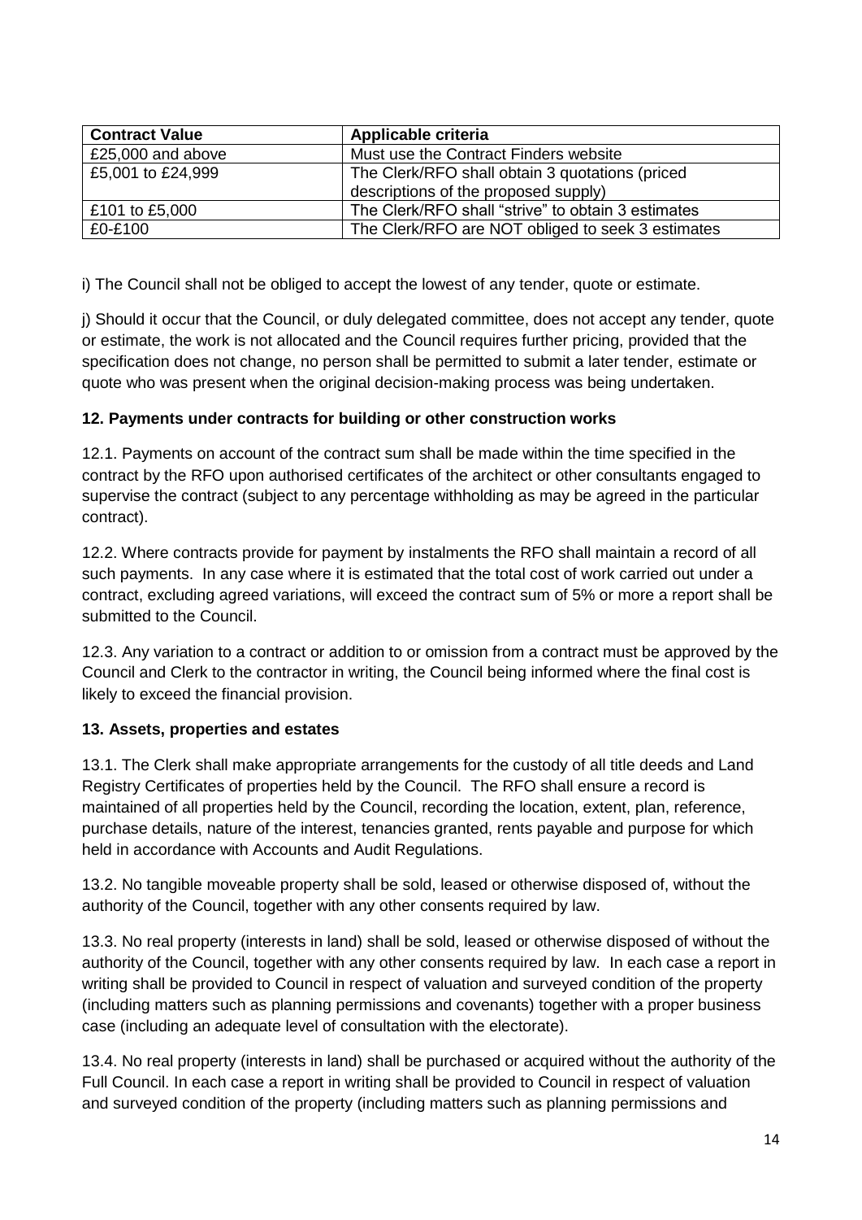| Contract Value | Applicable criteria |
| --- | --- |
| £25,000 and above | Must use the Contract Finders website |
| £5,001 to £24,999 | The Clerk/RFO shall obtain 3 quotations (priced descriptions of the proposed supply) |
| £101 to £5,000 | The Clerk/RFO shall "strive" to obtain 3 estimates |
| £0-£100 | The Clerk/RFO are NOT obliged to seek 3 estimates |

i) The Council shall not be obliged to accept the lowest of any tender, quote or estimate.

j) Should it occur that the Council, or duly delegated committee, does not accept any tender, quote or estimate, the work is not allocated and the Council requires further pricing, provided that the specification does not change, no person shall be permitted to submit a later tender, estimate or quote who was present when the original decision-making process was being undertaken.

**12. Payments under contracts for building or other construction works**

12.1. Payments on account of the contract sum shall be made within the time specified in the contract by the RFO upon authorised certificates of the architect or other consultants engaged to supervise the contract (subject to any percentage withholding as may be agreed in the particular contract).

12.2. Where contracts provide for payment by instalments the RFO shall maintain a record of all such payments. In any case where it is estimated that the total cost of work carried out under a contract, excluding agreed variations, will exceed the contract sum of 5% or more a report shall be submitted to the Council.

12.3. Any variation to a contract or addition to or omission from a contract must be approved by the Council and Clerk to the contractor in writing, the Council being informed where the final cost is likely to exceed the financial provision.

**13. Assets, properties and estates**

13.1. The Clerk shall make appropriate arrangements for the custody of all title deeds and Land Registry Certificates of properties held by the Council. The RFO shall ensure a record is maintained of all properties held by the Council, recording the location, extent, plan, reference, purchase details, nature of the interest, tenancies granted, rents payable and purpose for which held in accordance with Accounts and Audit Regulations.

13.2. No tangible moveable property shall be sold, leased or otherwise disposed of, without the authority of the Council, together with any other consents required by law.

13.3. No real property (interests in land) shall be sold, leased or otherwise disposed of without the authority of the Council, together with any other consents required by law. In each case a report in writing shall be provided to Council in respect of valuation and surveyed condition of the property (including matters such as planning permissions and covenants) together with a proper business case (including an adequate level of consultation with the electorate).

13.4. No real property (interests in land) shall be purchased or acquired without the authority of the Full Council. In each case a report in writing shall be provided to Council in respect of valuation and surveyed condition of the property (including matters such as planning permissions and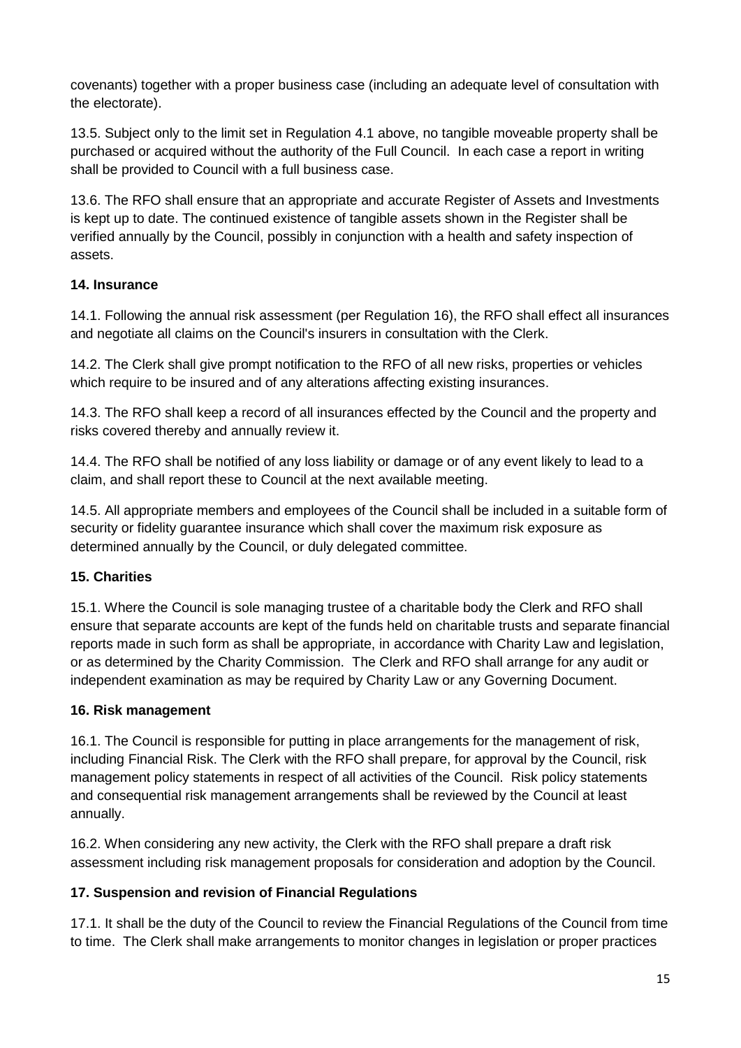covenants) together with a proper business case (including an adequate level of consultation with the electorate).

13.5. Subject only to the limit set in Regulation 4.1 above, no tangible moveable property shall be purchased or acquired without the authority of the Full Council. In each case a report in writing shall be provided to Council with a full business case.

13.6. The RFO shall ensure that an appropriate and accurate Register of Assets and Investments is kept up to date. The continued existence of tangible assets shown in the Register shall be verified annually by the Council, possibly in conjunction with a health and safety inspection of assets.

**14. Insurance**

14.1. Following the annual risk assessment (per Regulation 16), the RFO shall effect all insurances and negotiate all claims on the Council's insurers in consultation with the Clerk.

14.2. The Clerk shall give prompt notification to the RFO of all new risks, properties or vehicles which require to be insured and of any alterations affecting existing insurances.

14.3. The RFO shall keep a record of all insurances effected by the Council and the property and risks covered thereby and annually review it.

14.4. The RFO shall be notified of any loss liability or damage or of any event likely to lead to a claim, and shall report these to Council at the next available meeting.

14.5. All appropriate members and employees of the Council shall be included in a suitable form of security or fidelity guarantee insurance which shall cover the maximum risk exposure as determined annually by the Council, or duly delegated committee.

**15. Charities**

15.1. Where the Council is sole managing trustee of a charitable body the Clerk and RFO shall ensure that separate accounts are kept of the funds held on charitable trusts and separate financial reports made in such form as shall be appropriate, in accordance with Charity Law and legislation, or as determined by the Charity Commission. The Clerk and RFO shall arrange for any audit or independent examination as may be required by Charity Law or any Governing Document.

**16. Risk management**

16.1. The Council is responsible for putting in place arrangements for the management of risk, including Financial Risk. The Clerk with the RFO shall prepare, for approval by the Council, risk management policy statements in respect of all activities of the Council. Risk policy statements and consequential risk management arrangements shall be reviewed by the Council at least annually.

16.2. When considering any new activity, the Clerk with the RFO shall prepare a draft risk assessment including risk management proposals for consideration and adoption by the Council.

**17. Suspension and revision of Financial Regulations**

17.1. It shall be the duty of the Council to review the Financial Regulations of the Council from time to time. The Clerk shall make arrangements to monitor changes in legislation or proper practices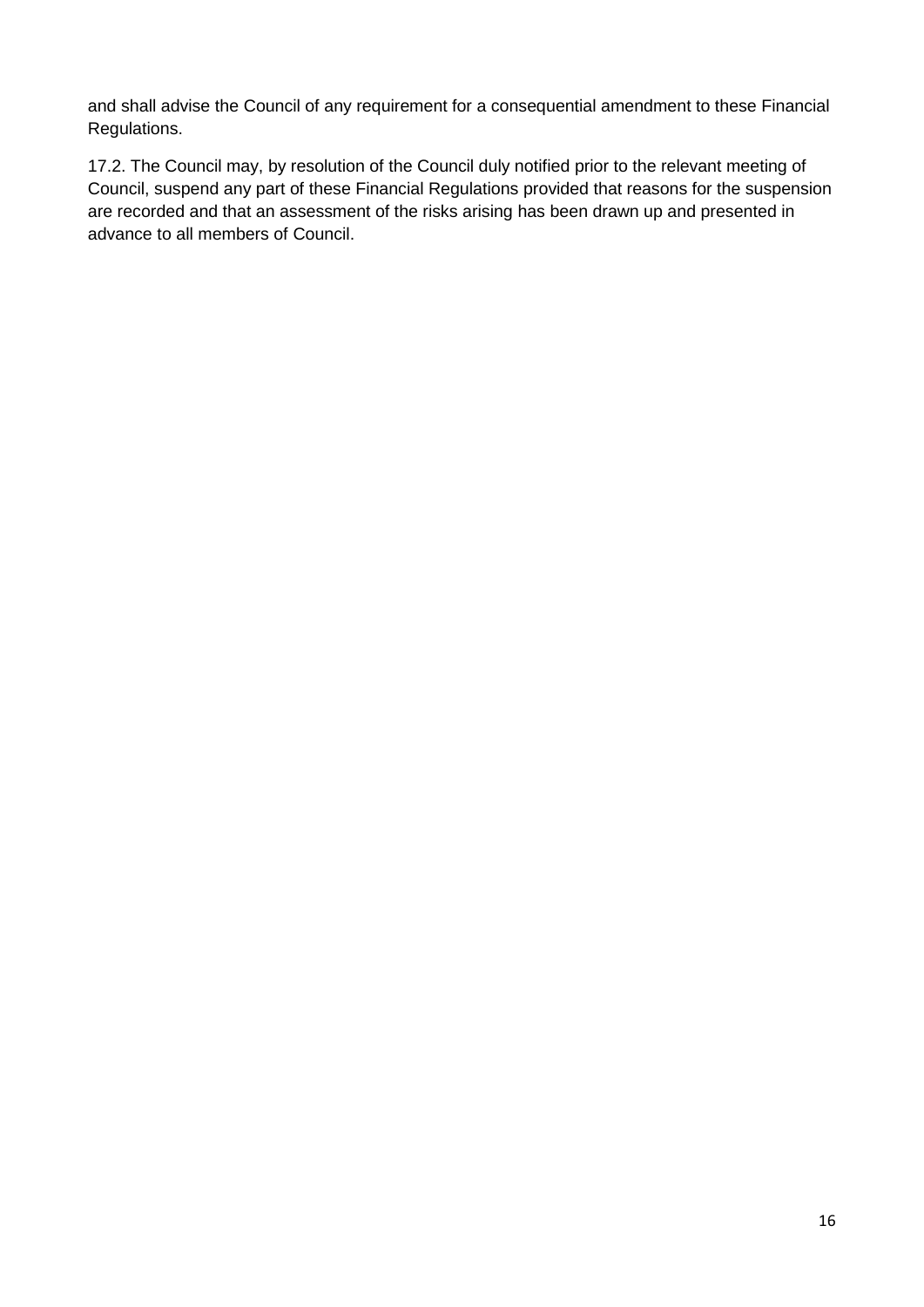and shall advise the Council of any requirement for a consequential amendment to these Financial Regulations.

17.2. The Council may, by resolution of the Council duly notified prior to the relevant meeting of Council, suspend any part of these Financial Regulations provided that reasons for the suspension are recorded and that an assessment of the risks arising has been drawn up and presented in advance to all members of Council.